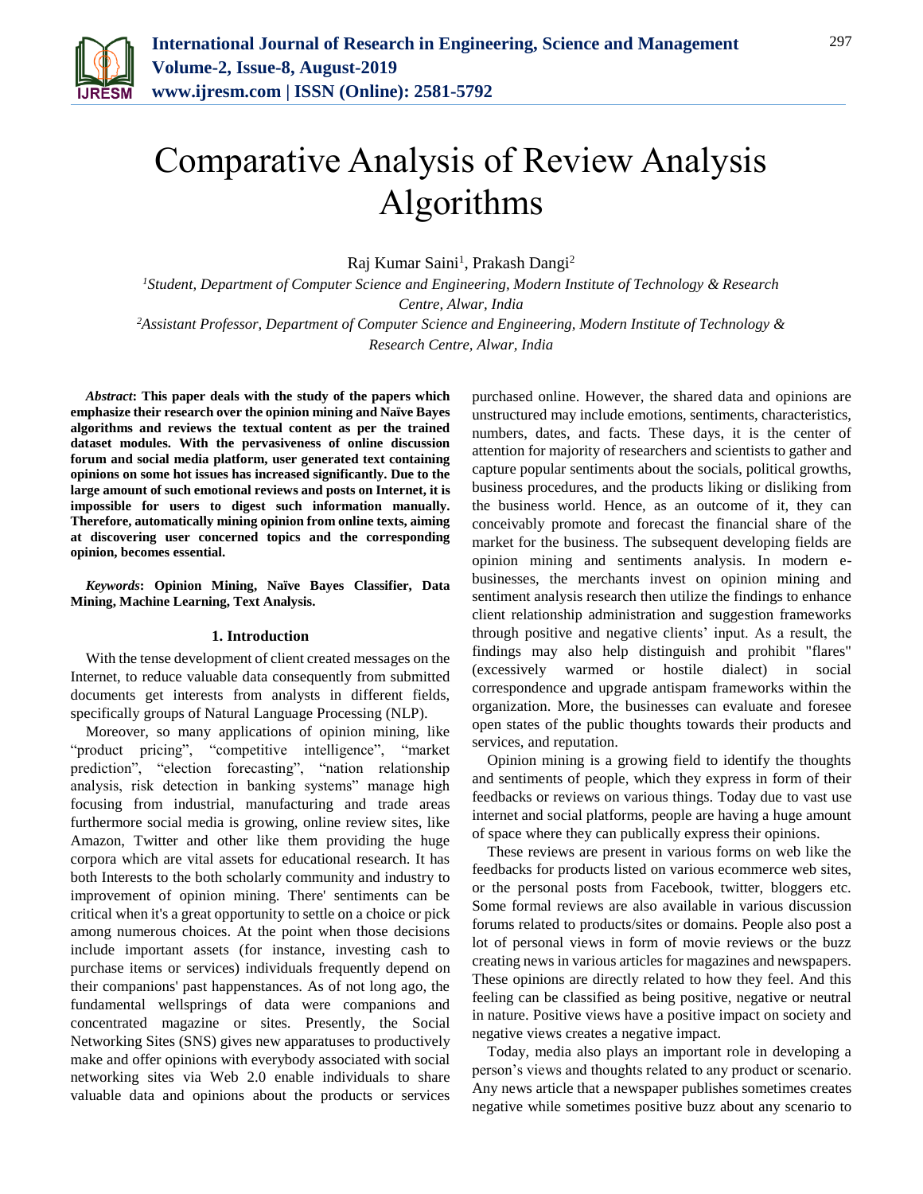# Comparative Analysis of Review Analysis Algorithms

Raj Kumar Saini[1], Prakash Dangi[2]

[1]*Student, Department of Computer Science and Engineering, Modern Institute of Technology & Research Centre, Alwar, India*

[2]*Assistant Professor, Department of Computer Science and Engineering, Modern Institute of Technology & Research Centre, Alwar, India*

***Abstract*: This paper deals with the study of the papers which emphasize their research over the opinion mining and Naïve Bayes algorithms and reviews the textual content as per the trained dataset modules. With the pervasiveness of online discussion forum and social media platform, user generated text containing opinions on some hot issues has increased significantly. Due to the large amount of such emotional reviews and posts on Internet, it is impossible for users to digest such information manually. Therefore, automatically mining opinion from online texts, aiming at discovering user concerned topics and the corresponding opinion, becomes essential.**

***Keywords*: Opinion Mining, Naïve Bayes Classifier, Data Mining, Machine Learning, Text Analysis.**

## 1. Introduction

With the tense development of client created messages on the Internet, to reduce valuable data consequently from submitted documents get interests from analysts in different fields, specifically groups of Natural Language Processing (NLP).

Moreover, so many applications of opinion mining, like "product pricing", "competitive intelligence", "market prediction", "election forecasting", "nation relationship analysis, risk detection in banking systems" manage high focusing from industrial, manufacturing and trade areas furthermore social media is growing, online review sites, like Amazon, Twitter and other like them providing the huge corpora which are vital assets for educational research. It has both Interests to the both scholarly community and industry to improvement of opinion mining. There' sentiments can be critical when it's a great opportunity to settle on a choice or pick among numerous choices. At the point when those decisions include important assets (for instance, investing cash to purchase items or services) individuals frequently depend on their companions' past happenstances. As of not long ago, the fundamental wellsprings of data were companions and concentrated magazine or sites. Presently, the Social Networking Sites (SNS) gives new apparatuses to productively make and offer opinions with everybody associated with social networking sites via Web 2.0 enable individuals to share valuable data and opinions about the products or services purchased online. However, the shared data and opinions are unstructured may include emotions, sentiments, characteristics, numbers, dates, and facts. These days, it is the center of attention for majority of researchers and scientists to gather and capture popular sentiments about the socials, political growths, business procedures, and the products liking or disliking from the business world. Hence, as an outcome of it, they can conceivably promote and forecast the financial share of the market for the business. The subsequent developing fields are opinion mining and sentiments analysis. In modern e-businesses, the merchants invest on opinion mining and sentiment analysis research then utilize the findings to enhance client relationship administration and suggestion frameworks through positive and negative clients' input. As a result, the findings may also help distinguish and prohibit "flares" (excessively warmed or hostile dialect) in social correspondence and upgrade antispam frameworks within the organization. More, the businesses can evaluate and foresee open states of the public thoughts towards their products and services, and reputation.

Opinion mining is a growing field to identify the thoughts and sentiments of people, which they express in form of their feedbacks or reviews on various things. Today due to vast use internet and social platforms, people are having a huge amount of space where they can publically express their opinions.

These reviews are present in various forms on web like the feedbacks for products listed on various ecommerce web sites, or the personal posts from Facebook, twitter, bloggers etc. Some formal reviews are also available in various discussion forums related to products/sites or domains. People also post a lot of personal views in form of movie reviews or the buzz creating news in various articles for magazines and newspapers. These opinions are directly related to how they feel. And this feeling can be classified as being positive, negative or neutral in nature. Positive views have a positive impact on society and negative views creates a negative impact.

Today, media also plays an important role in developing a person's views and thoughts related to any product or scenario. Any news article that a newspaper publishes sometimes creates negative while sometimes positive buzz about any scenario to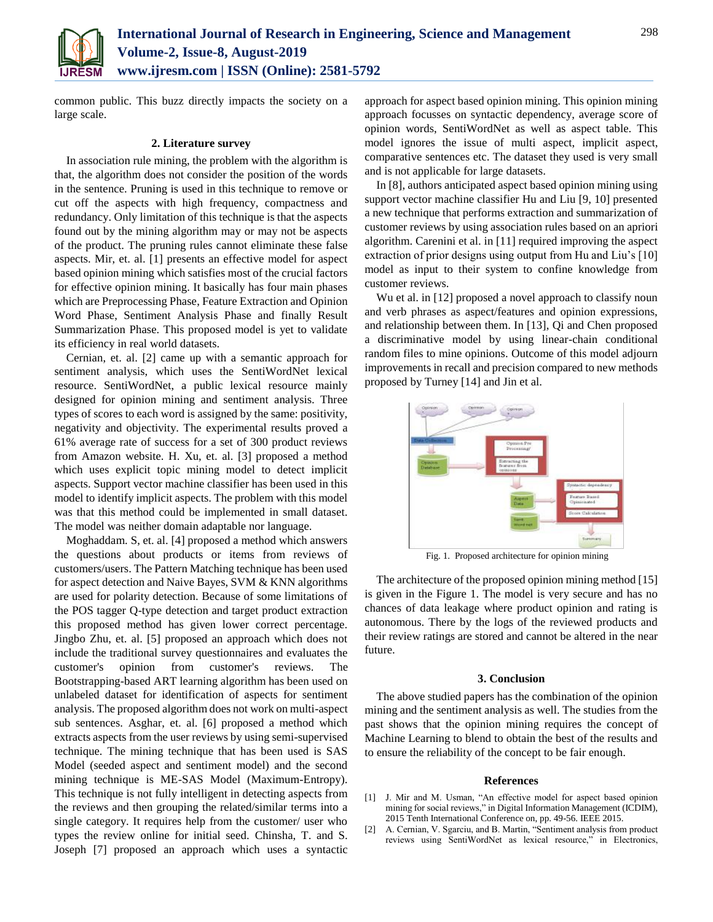common public. This buzz directly impacts the society on a large scale.

## 2. Literature survey

In association rule mining, the problem with the algorithm is that, the algorithm does not consider the position of the words in the sentence. Pruning is used in this technique to remove or cut off the aspects with high frequency, compactness and redundancy. Only limitation of this technique is that the aspects found out by the mining algorithm may or may not be aspects of the product. The pruning rules cannot eliminate these false aspects. Mir, et. al. [1] presents an effective model for aspect based opinion mining which satisfies most of the crucial factors for effective opinion mining. It basically has four main phases which are Preprocessing Phase, Feature Extraction and Opinion Word Phase, Sentiment Analysis Phase and finally Result Summarization Phase. This proposed model is yet to validate its efficiency in real world datasets.

Cernian, et. al. [2] came up with a semantic approach for sentiment analysis, which uses the SentiWordNet lexical resource. SentiWordNet, a public lexical resource mainly designed for opinion mining and sentiment analysis. Three types of scores to each word is assigned by the same: positivity, negativity and objectivity. The experimental results proved a 61% average rate of success for a set of 300 product reviews from Amazon website. H. Xu, et. al. [3] proposed a method which uses explicit topic mining model to detect implicit aspects. Support vector machine classifier has been used in this model to identify implicit aspects. The problem with this model was that this method could be implemented in small dataset. The model was neither domain adaptable nor language.

Moghaddam. S, et. al. [4] proposed a method which answers the questions about products or items from reviews of customers/users. The Pattern Matching technique has been used for aspect detection and Naive Bayes, SVM & KNN algorithms are used for polarity detection. Because of some limitations of the POS tagger Q-type detection and target product extraction this proposed method has given lower correct percentage. Jingbo Zhu, et. al. [5] proposed an approach which does not include the traditional survey questionnaires and evaluates the customer's opinion from customer's reviews. The Bootstrapping-based ART learning algorithm has been used on unlabeled dataset for identification of aspects for sentiment analysis. The proposed algorithm does not work on multi-aspect sub sentences. Asghar, et. al. [6] proposed a method which extracts aspects from the user reviews by using semi-supervised technique. The mining technique that has been used is SAS Model (seeded aspect and sentiment model) and the second mining technique is ME-SAS Model (Maximum-Entropy). This technique is not fully intelligent in detecting aspects from the reviews and then grouping the related/similar terms into a single category. It requires help from the customer/ user who types the review online for initial seed. Chinsha, T. and S. Joseph [7] proposed an approach which uses a syntactic approach for aspect based opinion mining. This opinion mining approach focusses on syntactic dependency, average score of opinion words, SentiWordNet as well as aspect table. This model ignores the issue of multi aspect, implicit aspect, comparative sentences etc. The dataset they used is very small and is not applicable for large datasets.

In [8], authors anticipated aspect based opinion mining using support vector machine classifier Hu and Liu [9, 10] presented a new technique that performs extraction and summarization of customer reviews by using association rules based on an apriori algorithm. Carenini et al. in [11] required improving the aspect extraction of prior designs using output from Hu and Liu's [10] model as input to their system to confine knowledge from customer reviews.

Wu et al. in [12] proposed a novel approach to classify noun and verb phrases as aspect/features and opinion expressions, and relationship between them. In [13], Qi and Chen proposed a discriminative model by using linear-chain conditional random files to mine opinions. Outcome of this model adjourn improvements in recall and precision compared to new methods proposed by Turney [14] and Jin et al.

Fig. 1. Proposed architecture for opinion mining

The architecture of the proposed opinion mining method [15] is given in the Figure 1. The model is very secure and has no chances of data leakage where product opinion and rating is autonomous. There by the logs of the reviewed products and their review ratings are stored and cannot be altered in the near future.

## 3. Conclusion

The above studied papers has the combination of the opinion mining and the sentiment analysis as well. The studies from the past shows that the opinion mining requires the concept of Machine Learning to blend to obtain the best of the results and to ensure the reliability of the concept to be fair enough.

## References

[1] J. Mir and M. Usman, "An effective model for aspect based opinion mining for social reviews," in Digital Information Management (ICDIM), 2015 Tenth International Conference on, pp. 49-56. IEEE 2015.

[2] A. Cernian, V. Sgarciu, and B. Martin, "Sentiment analysis from product reviews using SentiWordNet as lexical resource," in Electronics,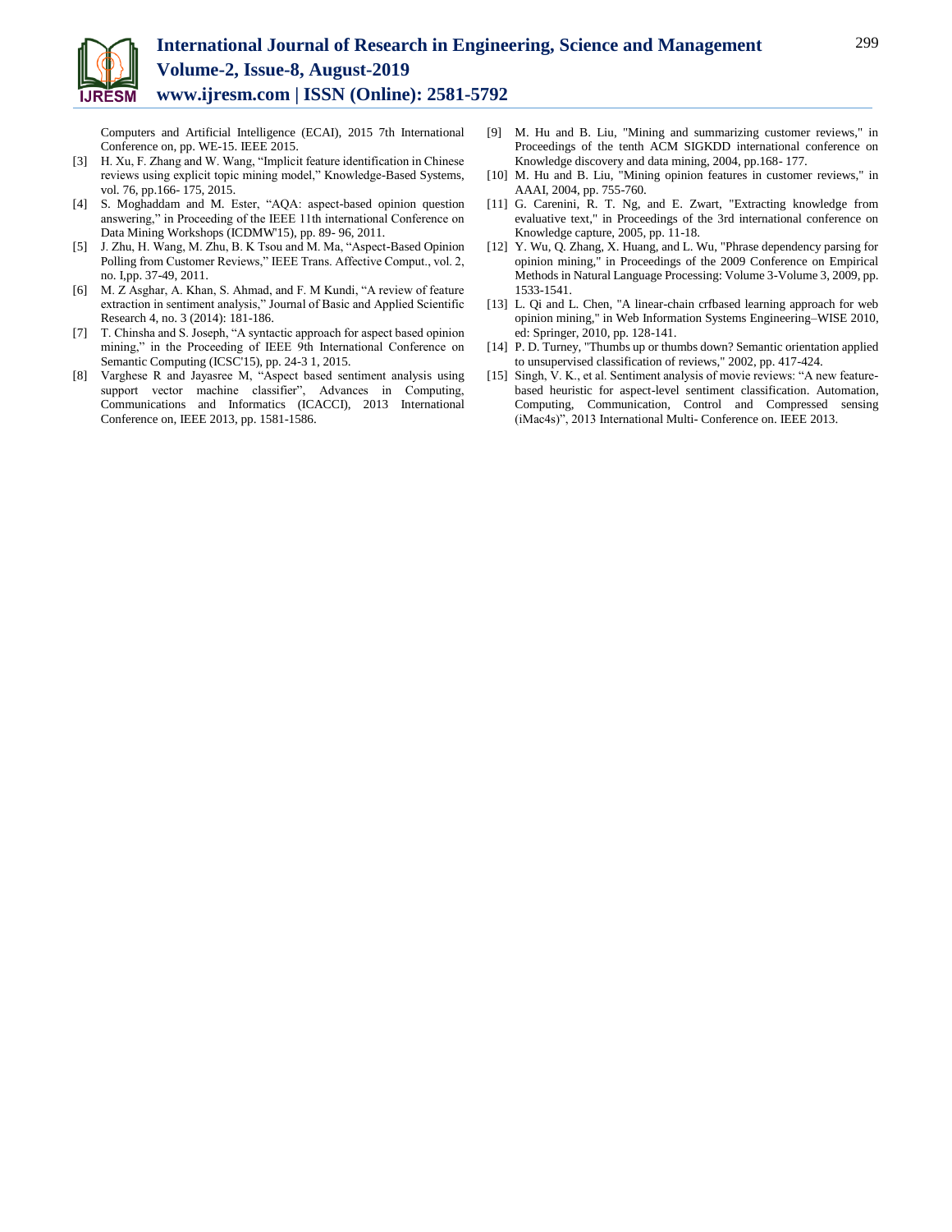Computers and Artificial Intelligence (ECAI), 2015 7th International Conference on, pp. WE-15. IEEE 2015.

[3] H. Xu, F. Zhang and W. Wang, “Implicit feature identification in Chinese reviews using explicit topic mining model,” Knowledge-Based Systems, vol. 76, pp.166- 175, 2015.

[4] S. Moghaddam and M. Ester, “AQA: aspect-based opinion question answering,” in Proceeding of the IEEE 11th international Conference on Data Mining Workshops (ICDMW'15), pp. 89- 96, 2011.

[5] J. Zhu, H. Wang, M. Zhu, B. K Tsou and M. Ma, “Aspect-Based Opinion Polling from Customer Reviews,” IEEE Trans. Affective Comput., vol. 2, no. I,pp. 37-49, 2011.

[6] M. Z Asghar, A. Khan, S. Ahmad, and F. M Kundi, “A review of feature extraction in sentiment analysis,” Journal of Basic and Applied Scientific Research 4, no. 3 (2014): 181-186.

[7] T. Chinsha and S. Joseph, “A syntactic approach for aspect based opinion mining,” in the Proceeding of IEEE 9th International Conference on Semantic Computing (ICSC'15), pp. 24-3 1, 2015.

[8] Varghese R and Jayasree M, “Aspect based sentiment analysis using support vector machine classifier”, Advances in Computing, Communications and Informatics (ICACCI), 2013 International Conference on, IEEE 2013, pp. 1581-1586.

[9] M. Hu and B. Liu, "Mining and summarizing customer reviews," in Proceedings of the tenth ACM SIGKDD international conference on Knowledge discovery and data mining, 2004, pp.168- 177.

[10] M. Hu and B. Liu, "Mining opinion features in customer reviews," in AAAI, 2004, pp. 755-760.

[11] G. Carenini, R. T. Ng, and E. Zwart, "Extracting knowledge from evaluative text," in Proceedings of the 3rd international conference on Knowledge capture, 2005, pp. 11-18.

[12] Y. Wu, Q. Zhang, X. Huang, and L. Wu, "Phrase dependency parsing for opinion mining," in Proceedings of the 2009 Conference on Empirical Methods in Natural Language Processing: Volume 3-Volume 3, 2009, pp. 1533-1541.

[13] L. Qi and L. Chen, "A linear-chain crfbased learning approach for web opinion mining," in Web Information Systems Engineering–WISE 2010, ed: Springer, 2010, pp. 128-141.

[14] P. D. Turney, "Thumbs up or thumbs down? Semantic orientation applied to unsupervised classification of reviews," 2002, pp. 417-424.

[15] Singh, V. K., et al. Sentiment analysis of movie reviews: “A new feature-based heuristic for aspect-level sentiment classification. Automation, Computing, Communication, Control and Compressed sensing (iMac4s)”, 2013 International Multi- Conference on. IEEE 2013.